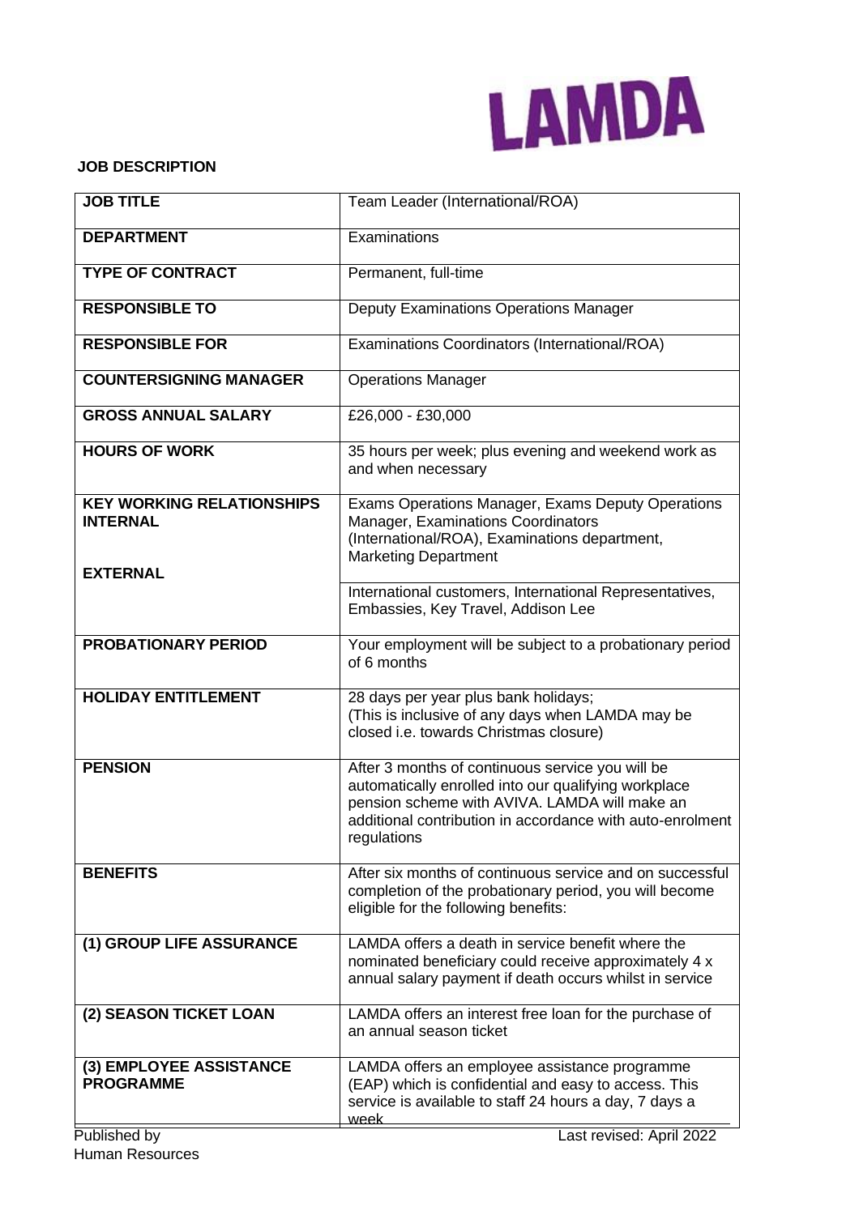LAMDA

**JOB DESCRIPTION**

| | |
|---|---|
| **JOB TITLE** | Team Leader (International/ROA) |
| **DEPARTMENT** | Examinations |
| **TYPE OF CONTRACT** | Permanent, full-time |
| **RESPONSIBLE TO** | Deputy Examinations Operations Manager |
| **RESPONSIBLE FOR** | Examinations Coordinators (International/ROA) |
| **COUNTERSIGNING MANAGER** | Operations Manager |
| **GROSS ANNUAL SALARY** | £26,000 - £30,000 |
| **HOURS OF WORK** | 35 hours per week; plus evening and weekend work as and when necessary |
| **KEY WORKING RELATIONSHIPS INTERNAL** | Exams Operations Manager, Exams Deputy Operations Manager, Examinations Coordinators (International/ROA), Examinations department, Marketing Department |
| **EXTERNAL** | International customers, International Representatives, Embassies, Key Travel, Addison Lee |
| **PROBATIONARY PERIOD** | Your employment will be subject to a probationary period of 6 months |
| **HOLIDAY ENTITLEMENT** | 28 days per year plus bank holidays; (This is inclusive of any days when LAMDA may be closed i.e. towards Christmas closure) |
| **PENSION** | After 3 months of continuous service you will be automatically enrolled into our qualifying workplace pension scheme with AVIVA. LAMDA will make an additional contribution in accordance with auto-enrolment regulations |
| **BENEFITS** | After six months of continuous service and on successful completion of the probationary period, you will become eligible for the following benefits: |
| **(1) GROUP LIFE ASSURANCE** | LAMDA offers a death in service benefit where the nominated beneficiary could receive approximately 4 x annual salary payment if death occurs whilst in service |
| **(2) SEASON TICKET LOAN** | LAMDA offers an interest free loan for the purchase of an annual season ticket |
| **(3) EMPLOYEE ASSISTANCE PROGRAMME** | LAMDA offers an employee assistance programme (EAP) which is confidential and easy to access. This service is available to staff 24 hours a day, 7 days a week |

Published by Human Resources

Last revised: April 2022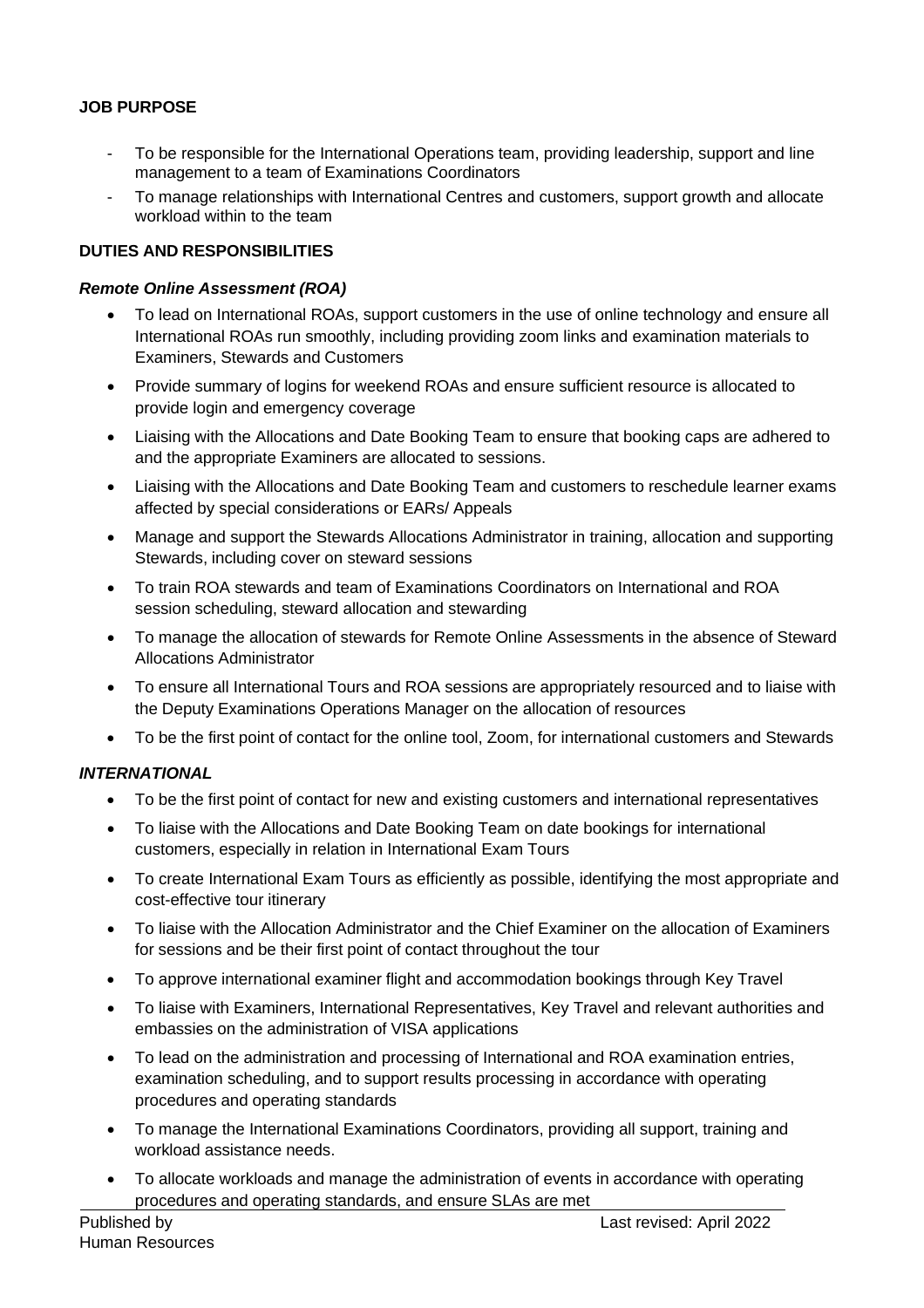**JOB PURPOSE**

- To be responsible for the International Operations team, providing leadership, support and line management to a team of Examinations Coordinators
- To manage relationships with International Centres and customers, support growth and allocate workload within to the team

**DUTIES AND RESPONSIBILITIES**

***Remote Online Assessment (ROA)***

- To lead on International ROAs, support customers in the use of online technology and ensure all International ROAs run smoothly, including providing zoom links and examination materials to Examiners, Stewards and Customers
- Provide summary of logins for weekend ROAs and ensure sufficient resource is allocated to provide login and emergency coverage
- Liaising with the Allocations and Date Booking Team to ensure that booking caps are adhered to and the appropriate Examiners are allocated to sessions.
- Liaising with the Allocations and Date Booking Team and customers to reschedule learner exams affected by special considerations or EARs/ Appeals
- Manage and support the Stewards Allocations Administrator in training, allocation and supporting Stewards, including cover on steward sessions
- To train ROA stewards and team of Examinations Coordinators on International and ROA session scheduling, steward allocation and stewarding
- To manage the allocation of stewards for Remote Online Assessments in the absence of Steward Allocations Administrator
- To ensure all International Tours and ROA sessions are appropriately resourced and to liaise with the Deputy Examinations Operations Manager on the allocation of resources
- To be the first point of contact for the online tool, Zoom, for international customers and Stewards

***INTERNATIONAL***

- To be the first point of contact for new and existing customers and international representatives
- To liaise with the Allocations and Date Booking Team on date bookings for international customers, especially in relation in International Exam Tours
- To create International Exam Tours as efficiently as possible, identifying the most appropriate and cost-effective tour itinerary
- To liaise with the Allocation Administrator and the Chief Examiner on the allocation of Examiners for sessions and be their first point of contact throughout the tour
- To approve international examiner flight and accommodation bookings through Key Travel
- To liaise with Examiners, International Representatives, Key Travel and relevant authorities and embassies on the administration of VISA applications
- To lead on the administration and processing of International and ROA examination entries, examination scheduling, and to support results processing in accordance with operating procedures and operating standards
- To manage the International Examinations Coordinators, providing all support, training and workload assistance needs.
- To allocate workloads and manage the administration of events in accordance with operating procedures and operating standards, and ensure SLAs are met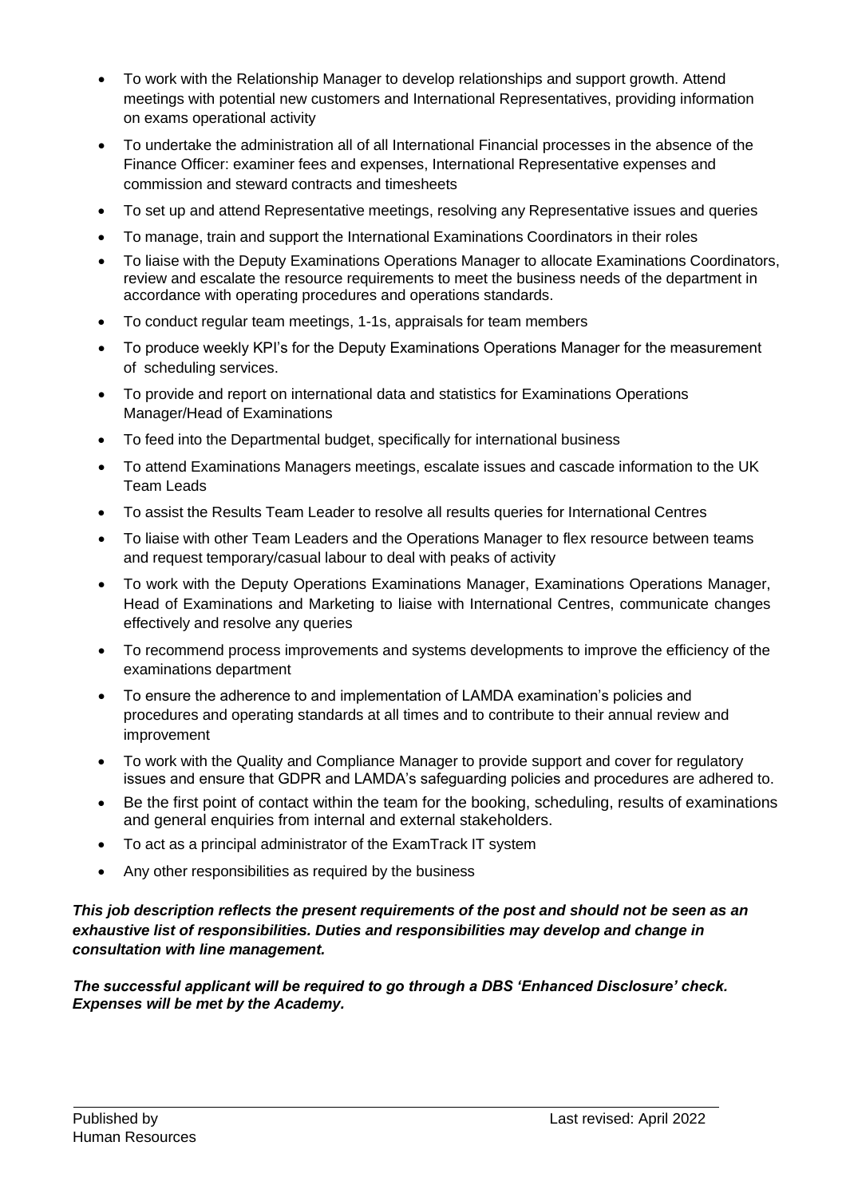- To work with the Relationship Manager to develop relationships and support growth. Attend meetings with potential new customers and International Representatives, providing information on exams operational activity
- To undertake the administration all of all International Financial processes in the absence of the Finance Officer: examiner fees and expenses, International Representative expenses and commission and steward contracts and timesheets
- To set up and attend Representative meetings, resolving any Representative issues and queries
- To manage, train and support the International Examinations Coordinators in their roles
- To liaise with the Deputy Examinations Operations Manager to allocate Examinations Coordinators, review and escalate the resource requirements to meet the business needs of the department in accordance with operating procedures and operations standards.
- To conduct regular team meetings, 1-1s, appraisals for team members
- To produce weekly KPI's for the Deputy Examinations Operations Manager for the measurement of scheduling services.
- To provide and report on international data and statistics for Examinations Operations Manager/Head of Examinations
- To feed into the Departmental budget, specifically for international business
- To attend Examinations Managers meetings, escalate issues and cascade information to the UK Team Leads
- To assist the Results Team Leader to resolve all results queries for International Centres
- To liaise with other Team Leaders and the Operations Manager to flex resource between teams and request temporary/casual labour to deal with peaks of activity
- To work with the Deputy Operations Examinations Manager, Examinations Operations Manager, Head of Examinations and Marketing to liaise with International Centres, communicate changes effectively and resolve any queries
- To recommend process improvements and systems developments to improve the efficiency of the examinations department
- To ensure the adherence to and implementation of LAMDA examination's policies and procedures and operating standards at all times and to contribute to their annual review and improvement
- To work with the Quality and Compliance Manager to provide support and cover for regulatory issues and ensure that GDPR and LAMDA's safeguarding policies and procedures are adhered to.
- Be the first point of contact within the team for the booking, scheduling, results of examinations and general enquiries from internal and external stakeholders.
- To act as a principal administrator of the ExamTrack IT system
- Any other responsibilities as required by the business

***This job description reflects the present requirements of the post and should not be seen as an exhaustive list of responsibilities. Duties and responsibilities may develop and change in consultation with line management.***

***The successful applicant will be required to go through a DBS 'Enhanced Disclosure' check. Expenses will be met by the Academy.***

Published by
Human Resources

Last revised: April 2022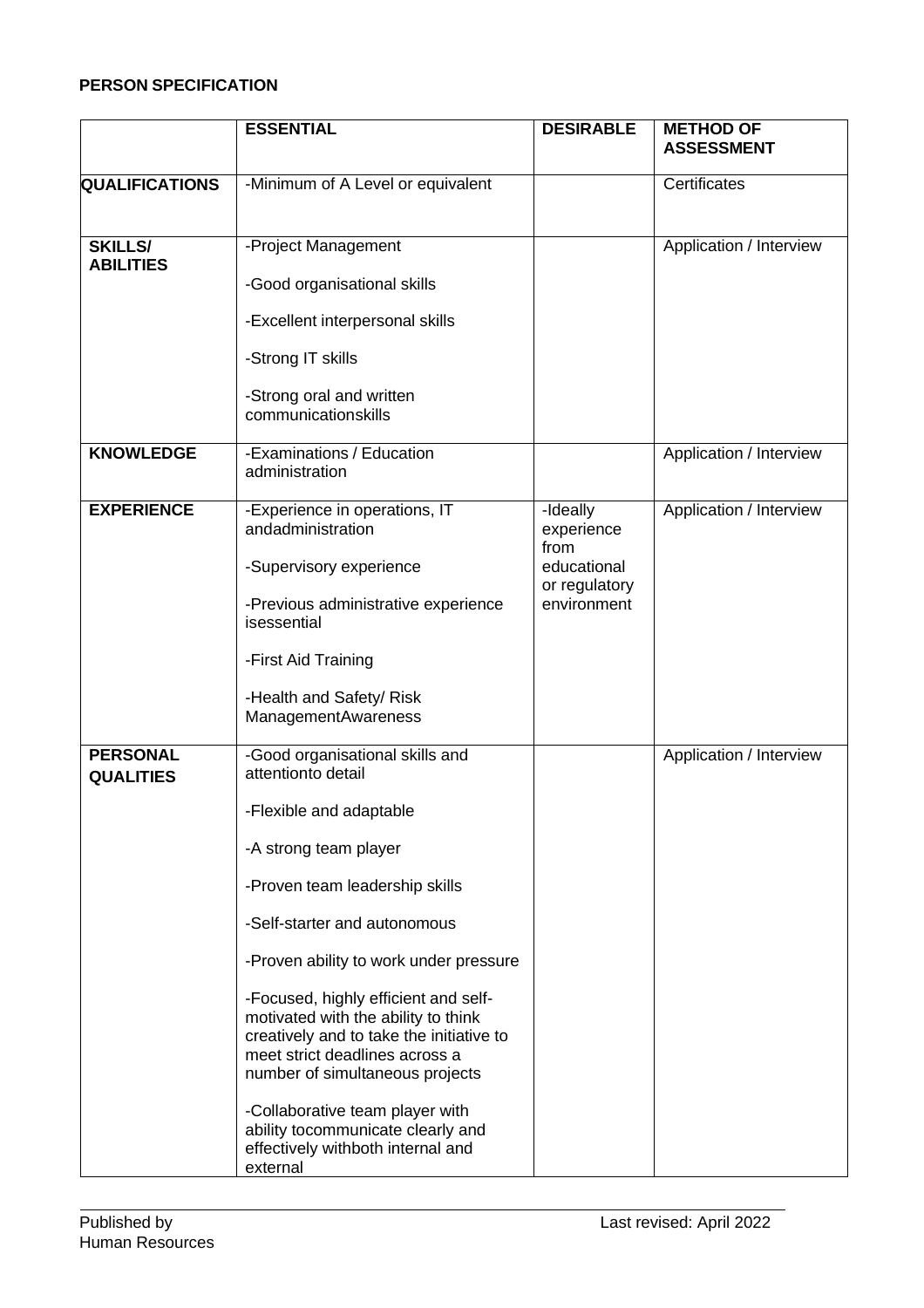**PERSON SPECIFICATION**

| | ESSENTIAL | DESIRABLE | METHOD OF ASSESSMENT |
|---|---|---|---|
| **QUALIFICATIONS** | -Minimum of A Level or equivalent | | Certificates |
| **SKILLS/ ABILITIES** | -Project Management<br><br>-Good organisational skills<br><br>-Excellent interpersonal skills<br><br>-Strong IT skills<br><br>-Strong oral and written communicationskills | | Application / Interview |
| **KNOWLEDGE** | -Examinations / Education administration | | Application / Interview |
| **EXPERIENCE** | -Experience in operations, IT andadministration<br><br>-Supervisory experience<br><br>-Previous administrative experience isessential<br><br>-First Aid Training<br><br>-Health and Safety/ Risk ManagementAwareness | -Ideally experience from educational or regulatory environment | Application / Interview |
| **PERSONAL QUALITIES** | -Good organisational skills and attentionto detail<br><br>-Flexible and adaptable<br><br>-A strong team player<br><br>-Proven team leadership skills<br><br>-Self-starter and autonomous<br><br>-Proven ability to work under pressure<br><br>-Focused, highly efficient and self-motivated with the ability to think creatively and to take the initiative to meet strict deadlines across a number of simultaneous projects<br><br>-Collaborative team player with ability tocommunicate clearly and effectively withboth internal and external | | Application / Interview |

Published by
Human Resources

Last revised: April 2022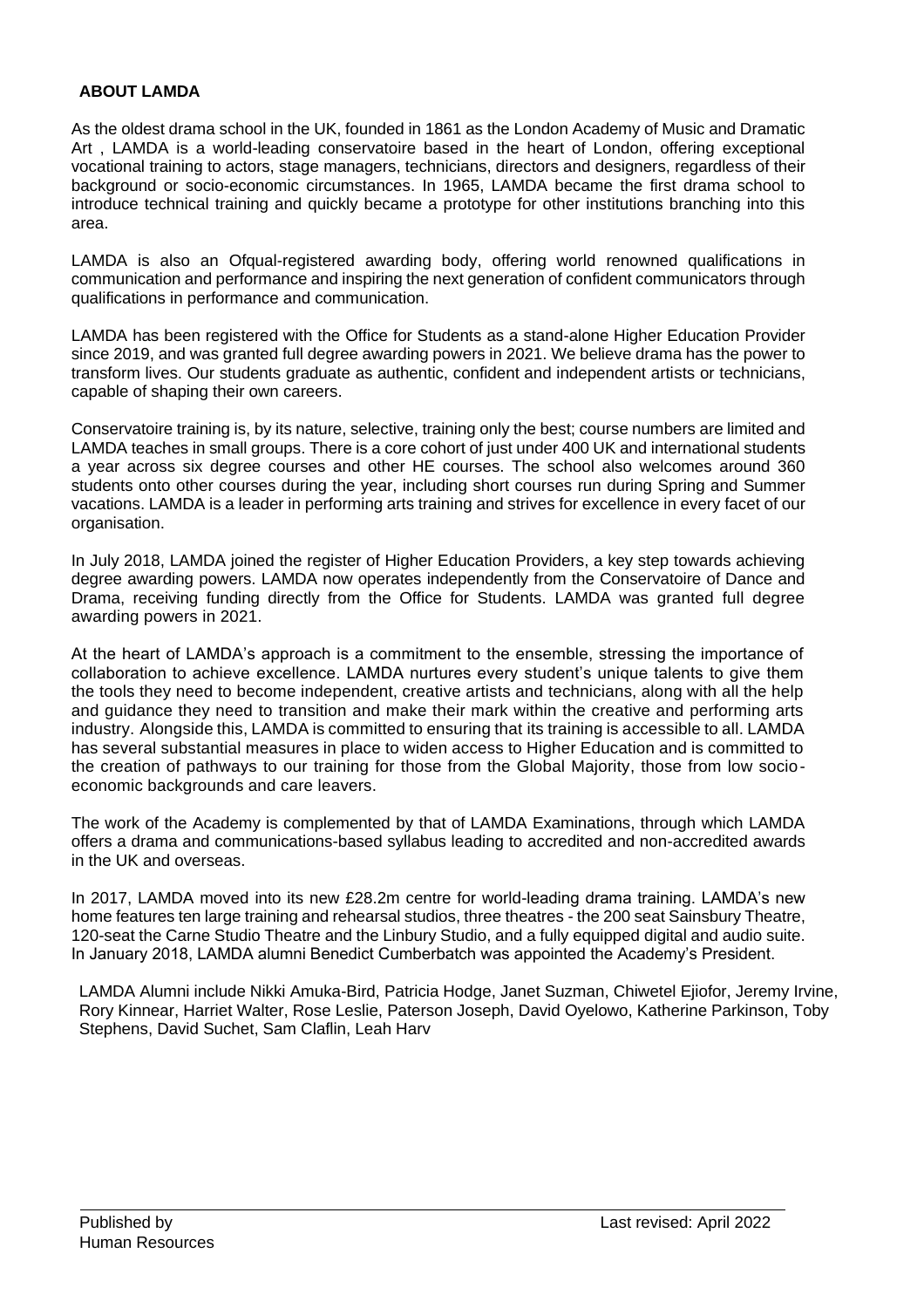## ABOUT LAMDA

As the oldest drama school in the UK, founded in 1861 as the London Academy of Music and Dramatic Art , LAMDA is a world-leading conservatoire based in the heart of London, offering exceptional vocational training to actors, stage managers, technicians, directors and designers, regardless of their background or socio-economic circumstances. In 1965, LAMDA became the first drama school to introduce technical training and quickly became a prototype for other institutions branching into this area.

LAMDA is also an Ofqual-registered awarding body, offering world renowned qualifications in communication and performance and inspiring the next generation of confident communicators through qualifications in performance and communication.

LAMDA has been registered with the Office for Students as a stand-alone Higher Education Provider since 2019, and was granted full degree awarding powers in 2021. We believe drama has the power to transform lives. Our students graduate as authentic, confident and independent artists or technicians, capable of shaping their own careers.

Conservatoire training is, by its nature, selective, training only the best; course numbers are limited and LAMDA teaches in small groups. There is a core cohort of just under 400 UK and international students a year across six degree courses and other HE courses. The school also welcomes around 360 students onto other courses during the year, including short courses run during Spring and Summer vacations. LAMDA is a leader in performing arts training and strives for excellence in every facet of our organisation.

In July 2018, LAMDA joined the register of Higher Education Providers, a key step towards achieving degree awarding powers. LAMDA now operates independently from the Conservatoire of Dance and Drama, receiving funding directly from the Office for Students. LAMDA was granted full degree awarding powers in 2021.

At the heart of LAMDA's approach is a commitment to the ensemble, stressing the importance of collaboration to achieve excellence. LAMDA nurtures every student's unique talents to give them the tools they need to become independent, creative artists and technicians, along with all the help and guidance they need to transition and make their mark within the creative and performing arts industry. Alongside this, LAMDA is committed to ensuring that its training is accessible to all. LAMDA has several substantial measures in place to widen access to Higher Education and is committed to the creation of pathways to our training for those from the Global Majority, those from low socio-economic backgrounds and care leavers.

The work of the Academy is complemented by that of LAMDA Examinations, through which LAMDA offers a drama and communications-based syllabus leading to accredited and non-accredited awards in the UK and overseas.

In 2017, LAMDA moved into its new £28.2m centre for world-leading drama training. LAMDA's new home features ten large training and rehearsal studios, three theatres - the 200 seat Sainsbury Theatre, 120-seat the Carne Studio Theatre and the Linbury Studio, and a fully equipped digital and audio suite. In January 2018, LAMDA alumni Benedict Cumberbatch was appointed the Academy's President.

LAMDA Alumni include Nikki Amuka-Bird, Patricia Hodge, Janet Suzman, Chiwetel Ejiofor, Jeremy Irvine, Rory Kinnear, Harriet Walter, Rose Leslie, Paterson Joseph, David Oyelowo, Katherine Parkinson, Toby Stephens, David Suchet, Sam Claflin, Leah Harv

Published by
Human Resources

Last revised: April 2022